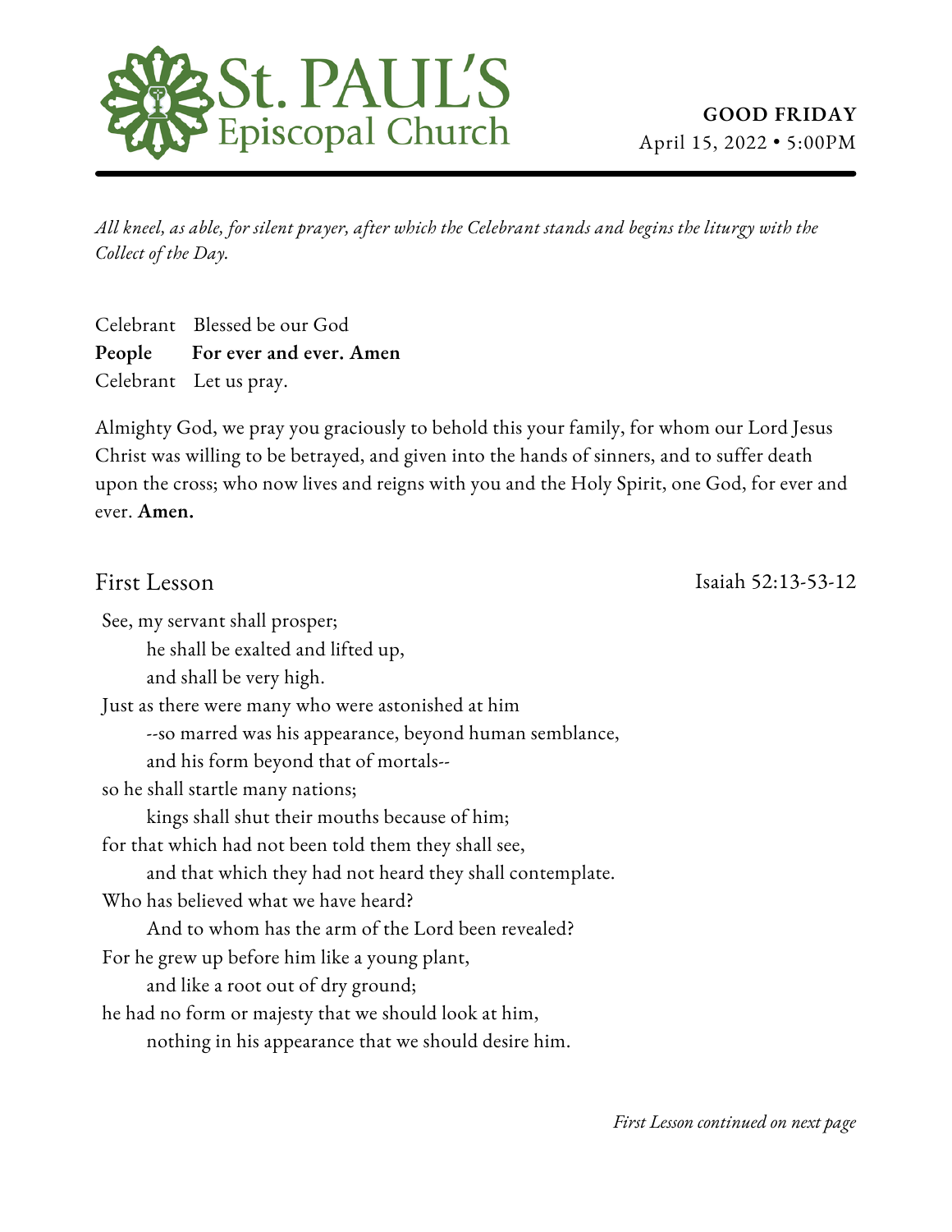# St. PAUL'S Episcopal Church

**GOOD FRIDAY**
April 15, 2022 • 5:00PM

---

*All kneel, as able, for silent prayer, after which the Celebrant stands and begins the liturgy with the Collect of the Day.*

Celebrant Blessed be our God
**People For ever and ever. Amen**
Celebrant Let us pray.

Almighty God, we pray you graciously to behold this your family, for whom our Lord Jesus Christ was willing to be betrayed, and given into the hands of sinners, and to suffer death upon the cross; who now lives and reigns with you and the Holy Spirit, one God, for ever and ever. **Amen.**

## First Lesson — Isaiah 52:13-53-12

See, my servant shall prosper;
  he shall be exalted and lifted up,
  and shall be very high.
Just as there were many who were astonished at him
  --so marred was his appearance, beyond human semblance,
  and his form beyond that of mortals--
so he shall startle many nations;
  kings shall shut their mouths because of him;
for that which had not been told them they shall see,
  and that which they had not heard they shall contemplate.
Who has believed what we have heard?
  And to whom has the arm of the Lord been revealed?
For he grew up before him like a young plant,
  and like a root out of dry ground;
he had no form or majesty that we should look at him,
  nothing in his appearance that we should desire him.

*First Lesson continued on next page*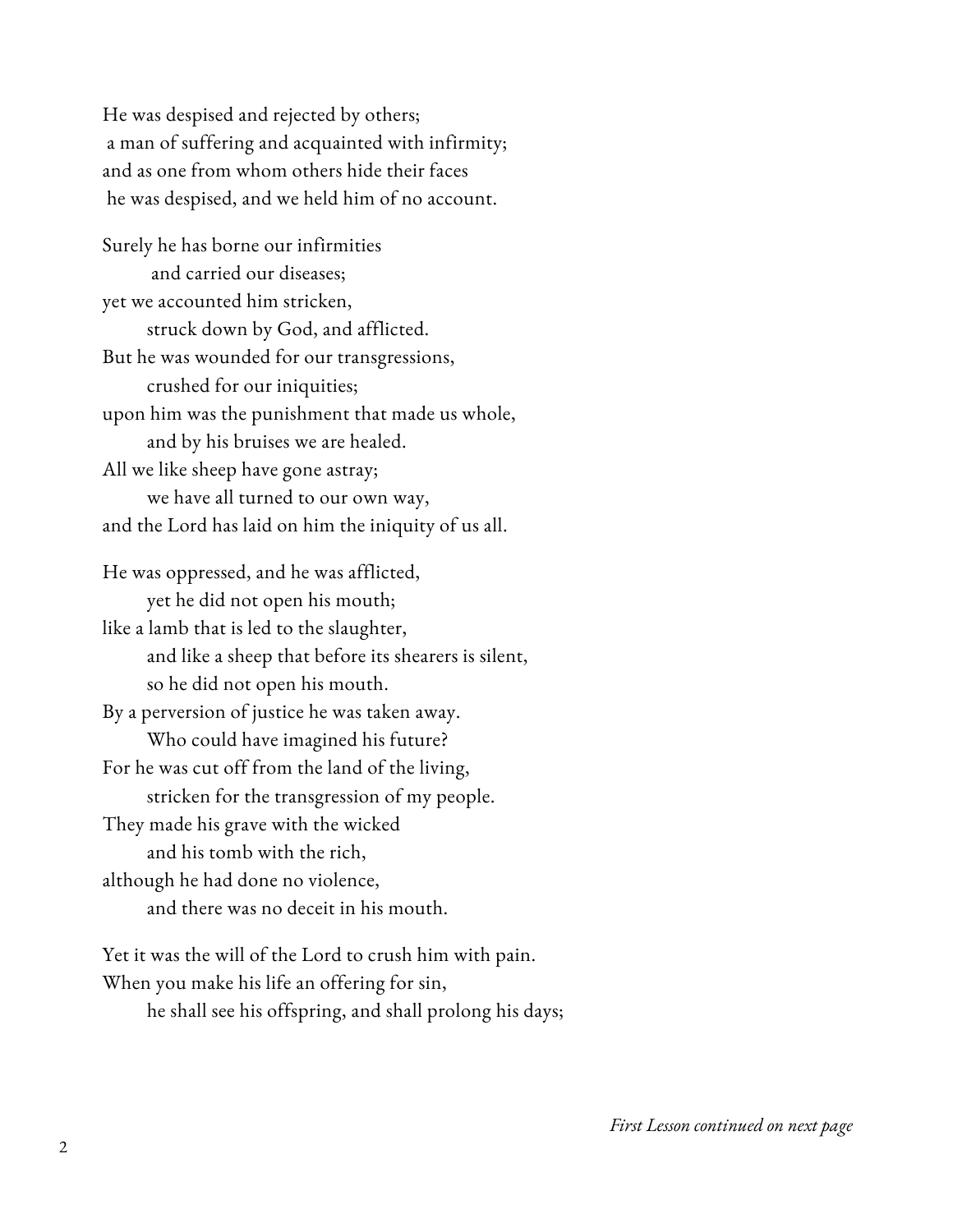He was despised and rejected by others;
a man of suffering and acquainted with infirmity;
and as one from whom others hide their faces
he was despised, and we held him of no account.

Surely he has borne our infirmities
and carried our diseases;
yet we accounted him stricken,
struck down by God, and afflicted.
But he was wounded for our transgressions,
crushed for our iniquities;
upon him was the punishment that made us whole,
and by his bruises we are healed.
All we like sheep have gone astray;
we have all turned to our own way,
and the Lord has laid on him the iniquity of us all.

He was oppressed, and he was afflicted,
yet he did not open his mouth;
like a lamb that is led to the slaughter,
and like a sheep that before its shearers is silent,
so he did not open his mouth.
By a perversion of justice he was taken away.
Who could have imagined his future?
For he was cut off from the land of the living,
stricken for the transgression of my people.
They made his grave with the wicked
and his tomb with the rich,
although he had done no violence,
and there was no deceit in his mouth.

Yet it was the will of the Lord to crush him with pain.
When you make his life an offering for sin,
he shall see his offspring, and shall prolong his days;

*First Lesson continued on next page*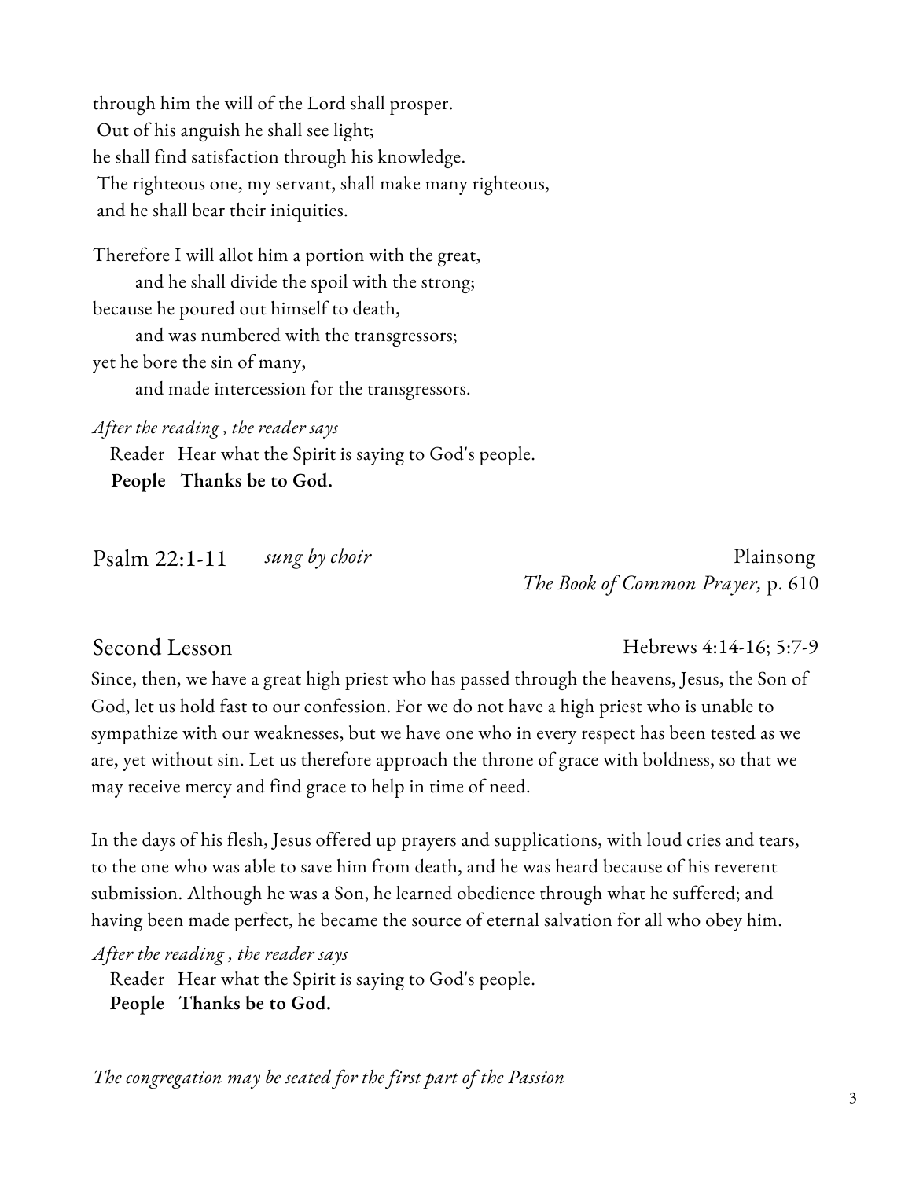through him the will of the Lord shall prosper.
Out of his anguish he shall see light;
he shall find satisfaction through his knowledge.
The righteous one, my servant, shall make many righteous,
and he shall bear their iniquities.

Therefore I will allot him a portion with the great,
  and he shall divide the spoil with the strong;
because he poured out himself to death,
  and was numbered with the transgressors;
yet he bore the sin of many,
  and made intercession for the transgressors.

*After the reading , the reader says*

Reader Hear what the Spirit is saying to God's people.
**People Thanks be to God.**

## Psalm 22:1-11 *sung by choir*

Plainsong
*The Book of Common Prayer,* p. 610

## Second Lesson

Hebrews 4:14-16; 5:7-9

Since, then, we have a great high priest who has passed through the heavens, Jesus, the Son of God, let us hold fast to our confession. For we do not have a high priest who is unable to sympathize with our weaknesses, but we have one who in every respect has been tested as we are, yet without sin. Let us therefore approach the throne of grace with boldness, so that we may receive mercy and find grace to help in time of need.

In the days of his flesh, Jesus offered up prayers and supplications, with loud cries and tears, to the one who was able to save him from death, and he was heard because of his reverent submission. Although he was a Son, he learned obedience through what he suffered; and having been made perfect, he became the source of eternal salvation for all who obey him.

*After the reading , the reader says*

Reader Hear what the Spirit is saying to God's people.
**People Thanks be to God.**

*The congregation may be seated for the first part of the Passion*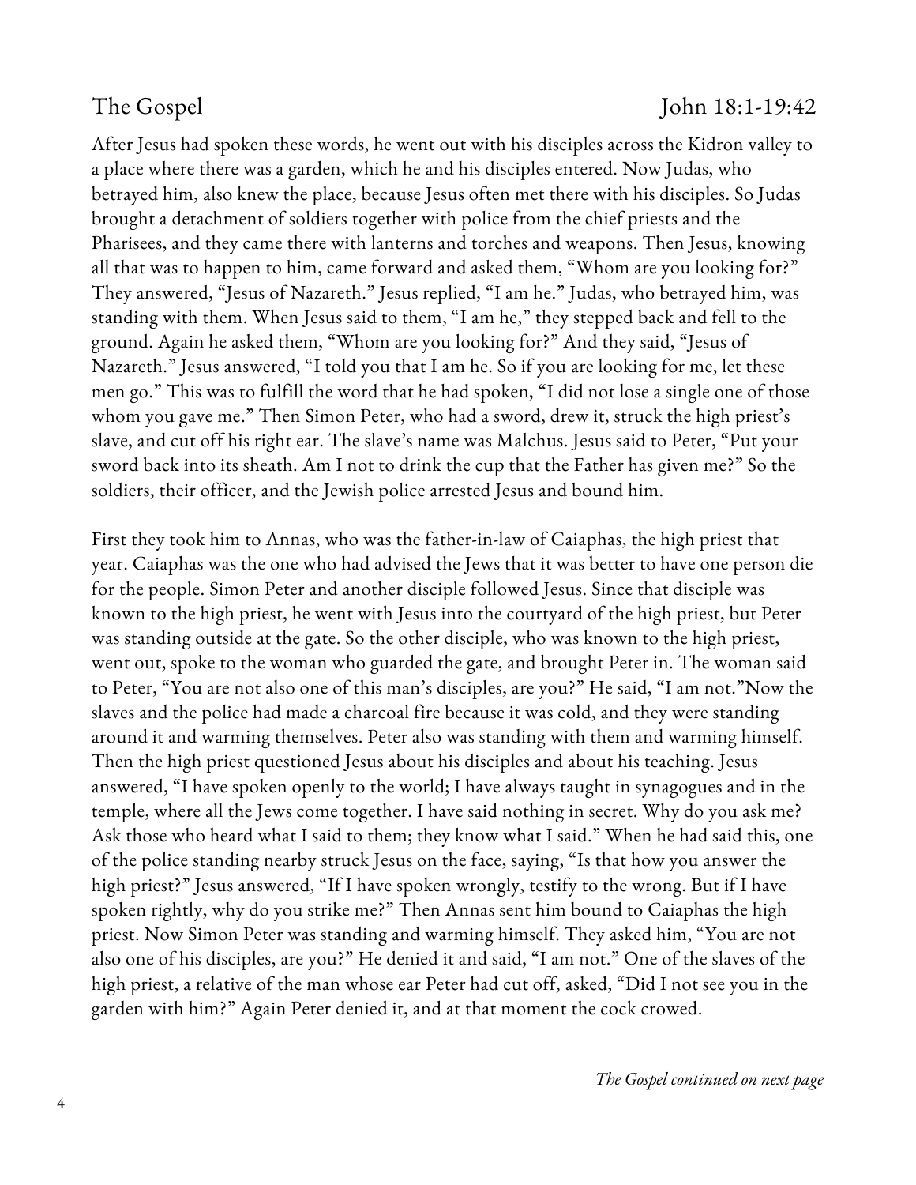## The Gospel — John 18:1-19:42

After Jesus had spoken these words, he went out with his disciples across the Kidron valley to a place where there was a garden, which he and his disciples entered. Now Judas, who betrayed him, also knew the place, because Jesus often met there with his disciples. So Judas brought a detachment of soldiers together with police from the chief priests and the Pharisees, and they came there with lanterns and torches and weapons. Then Jesus, knowing all that was to happen to him, came forward and asked them, "Whom are you looking for?" They answered, "Jesus of Nazareth." Jesus replied, "I am he." Judas, who betrayed him, was standing with them. When Jesus said to them, "I am he," they stepped back and fell to the ground. Again he asked them, "Whom are you looking for?" And they said, "Jesus of Nazareth." Jesus answered, "I told you that I am he. So if you are looking for me, let these men go." This was to fulfill the word that he had spoken, "I did not lose a single one of those whom you gave me." Then Simon Peter, who had a sword, drew it, struck the high priest's slave, and cut off his right ear. The slave's name was Malchus. Jesus said to Peter, "Put your sword back into its sheath. Am I not to drink the cup that the Father has given me?" So the soldiers, their officer, and the Jewish police arrested Jesus and bound him.

First they took him to Annas, who was the father-in-law of Caiaphas, the high priest that year. Caiaphas was the one who had advised the Jews that it was better to have one person die for the people. Simon Peter and another disciple followed Jesus. Since that disciple was known to the high priest, he went with Jesus into the courtyard of the high priest, but Peter was standing outside at the gate. So the other disciple, who was known to the high priest, went out, spoke to the woman who guarded the gate, and brought Peter in. The woman said to Peter, "You are not also one of this man's disciples, are you?" He said, "I am not."Now the slaves and the police had made a charcoal fire because it was cold, and they were standing around it and warming themselves. Peter also was standing with them and warming himself. Then the high priest questioned Jesus about his disciples and about his teaching. Jesus answered, "I have spoken openly to the world; I have always taught in synagogues and in the temple, where all the Jews come together. I have said nothing in secret. Why do you ask me? Ask those who heard what I said to them; they know what I said." When he had said this, one of the police standing nearby struck Jesus on the face, saying, "Is that how you answer the high priest?" Jesus answered, "If I have spoken wrongly, testify to the wrong. But if I have spoken rightly, why do you strike me?" Then Annas sent him bound to Caiaphas the high priest. Now Simon Peter was standing and warming himself. They asked him, "You are not also one of his disciples, are you?" He denied it and said, "I am not." One of the slaves of the high priest, a relative of the man whose ear Peter had cut off, asked, "Did I not see you in the garden with him?" Again Peter denied it, and at that moment the cock crowed.

*The Gospel continued on next page*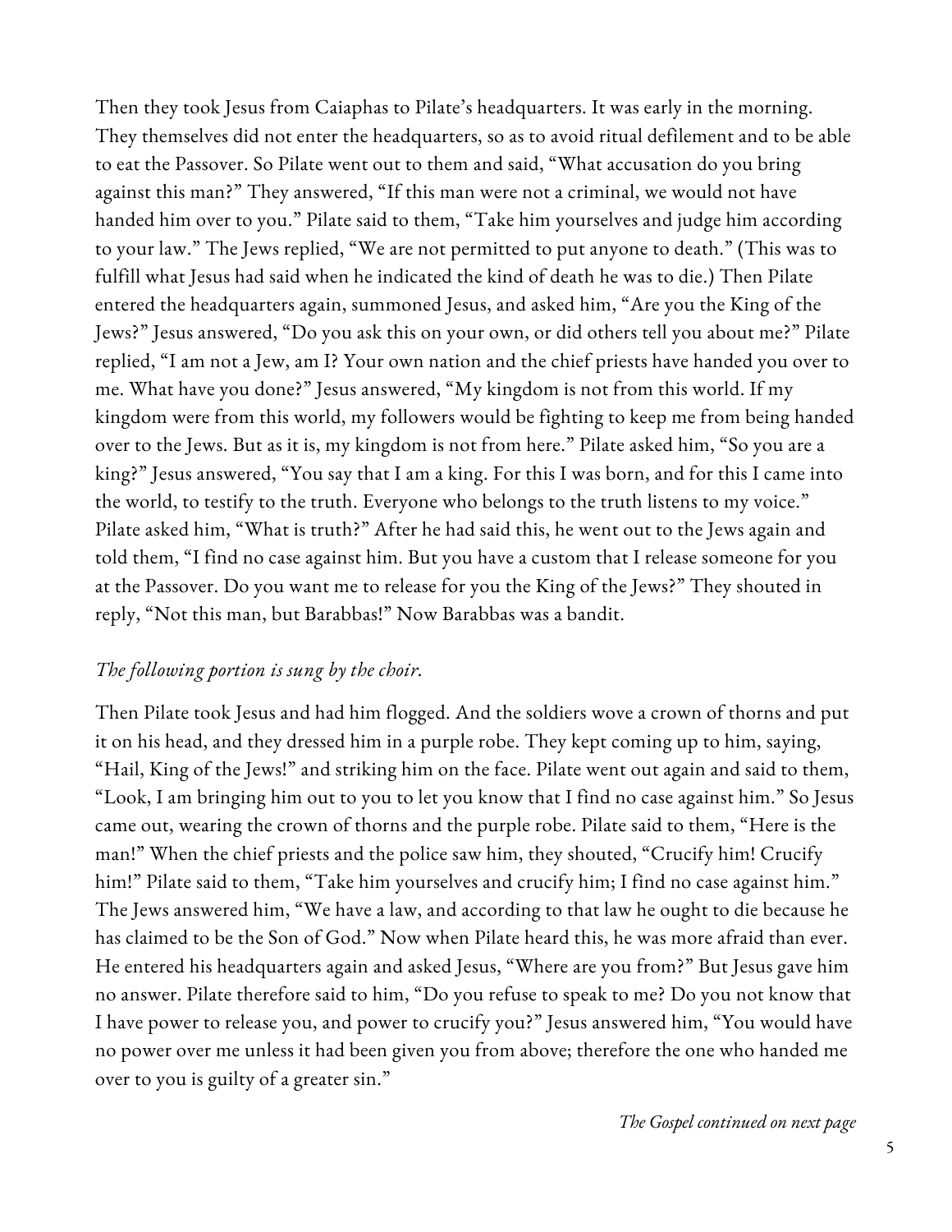Then they took Jesus from Caiaphas to Pilate's headquarters. It was early in the morning. They themselves did not enter the headquarters, so as to avoid ritual defilement and to be able to eat the Passover. So Pilate went out to them and said, "What accusation do you bring against this man?" They answered, "If this man were not a criminal, we would not have handed him over to you." Pilate said to them, "Take him yourselves and judge him according to your law." The Jews replied, "We are not permitted to put anyone to death." (This was to fulfill what Jesus had said when he indicated the kind of death he was to die.) Then Pilate entered the headquarters again, summoned Jesus, and asked him, "Are you the King of the Jews?" Jesus answered, "Do you ask this on your own, or did others tell you about me?" Pilate replied, "I am not a Jew, am I? Your own nation and the chief priests have handed you over to me. What have you done?" Jesus answered, "My kingdom is not from this world. If my kingdom were from this world, my followers would be fighting to keep me from being handed over to the Jews. But as it is, my kingdom is not from here." Pilate asked him, "So you are a king?" Jesus answered, "You say that I am a king. For this I was born, and for this I came into the world, to testify to the truth. Everyone who belongs to the truth listens to my voice." Pilate asked him, "What is truth?" After he had said this, he went out to the Jews again and told them, "I find no case against him. But you have a custom that I release someone for you at the Passover. Do you want me to release for you the King of the Jews?" They shouted in reply, "Not this man, but Barabbas!" Now Barabbas was a bandit.

*The following portion is sung by the choir.*

Then Pilate took Jesus and had him flogged. And the soldiers wove a crown of thorns and put it on his head, and they dressed him in a purple robe. They kept coming up to him, saying, "Hail, King of the Jews!" and striking him on the face. Pilate went out again and said to them, "Look, I am bringing him out to you to let you know that I find no case against him." So Jesus came out, wearing the crown of thorns and the purple robe. Pilate said to them, "Here is the man!" When the chief priests and the police saw him, they shouted, "Crucify him! Crucify him!" Pilate said to them, "Take him yourselves and crucify him; I find no case against him." The Jews answered him, "We have a law, and according to that law he ought to die because he has claimed to be the Son of God." Now when Pilate heard this, he was more afraid than ever. He entered his headquarters again and asked Jesus, "Where are you from?" But Jesus gave him no answer. Pilate therefore said to him, "Do you refuse to speak to me? Do you not know that I have power to release you, and power to crucify you?" Jesus answered him, "You would have no power over me unless it had been given you from above; therefore the one who handed me over to you is guilty of a greater sin."

*The Gospel continued on next page*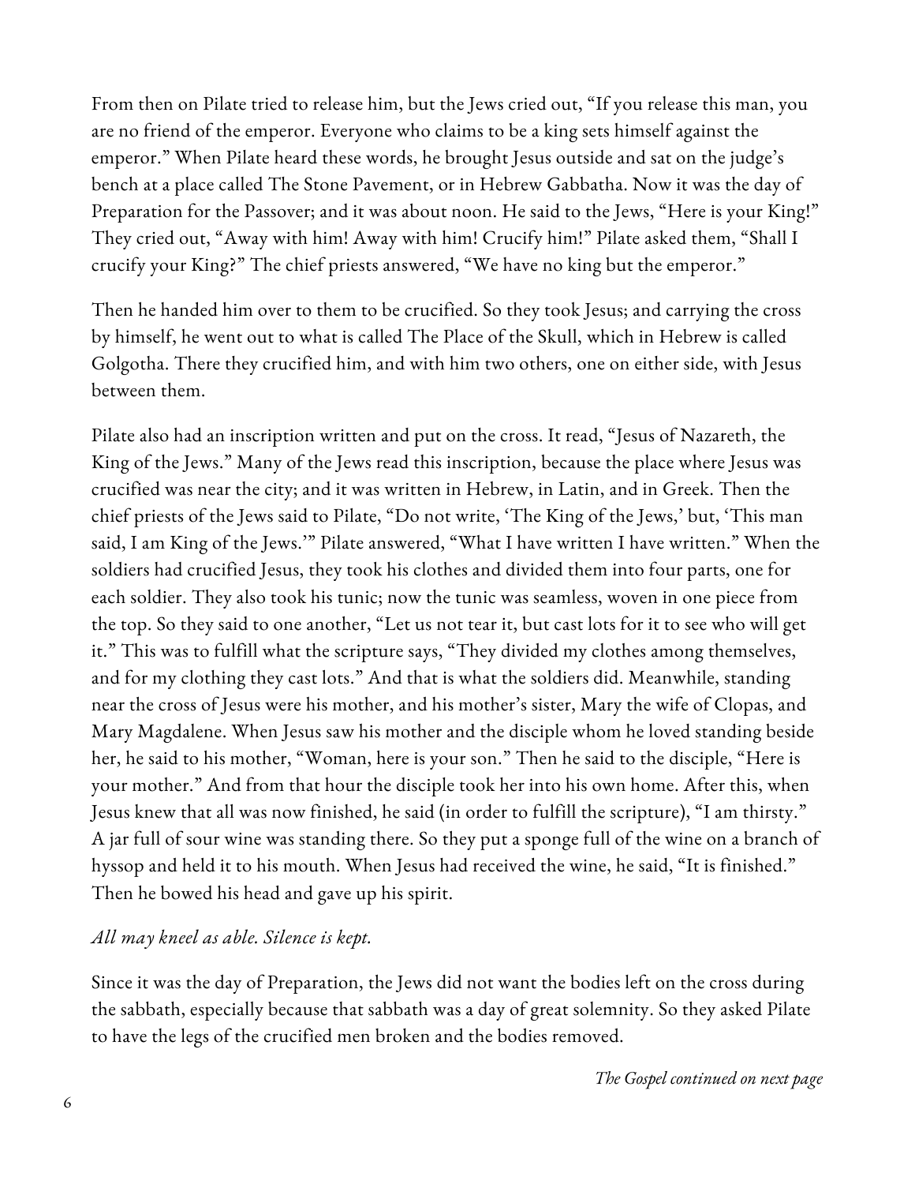From then on Pilate tried to release him, but the Jews cried out, "If you release this man, you are no friend of the emperor. Everyone who claims to be a king sets himself against the emperor." When Pilate heard these words, he brought Jesus outside and sat on the judge's bench at a place called The Stone Pavement, or in Hebrew Gabbatha. Now it was the day of Preparation for the Passover; and it was about noon. He said to the Jews, "Here is your King!" They cried out, "Away with him! Away with him! Crucify him!" Pilate asked them, "Shall I crucify your King?" The chief priests answered, "We have no king but the emperor."

Then he handed him over to them to be crucified. So they took Jesus; and carrying the cross by himself, he went out to what is called The Place of the Skull, which in Hebrew is called Golgotha. There they crucified him, and with him two others, one on either side, with Jesus between them.

Pilate also had an inscription written and put on the cross. It read, "Jesus of Nazareth, the King of the Jews." Many of the Jews read this inscription, because the place where Jesus was crucified was near the city; and it was written in Hebrew, in Latin, and in Greek. Then the chief priests of the Jews said to Pilate, "Do not write, 'The King of the Jews,' but, 'This man said, I am King of the Jews.'" Pilate answered, "What I have written I have written." When the soldiers had crucified Jesus, they took his clothes and divided them into four parts, one for each soldier. They also took his tunic; now the tunic was seamless, woven in one piece from the top. So they said to one another, "Let us not tear it, but cast lots for it to see who will get it." This was to fulfill what the scripture says, "They divided my clothes among themselves, and for my clothing they cast lots." And that is what the soldiers did. Meanwhile, standing near the cross of Jesus were his mother, and his mother's sister, Mary the wife of Clopas, and Mary Magdalene. When Jesus saw his mother and the disciple whom he loved standing beside her, he said to his mother, "Woman, here is your son." Then he said to the disciple, "Here is your mother." And from that hour the disciple took her into his own home. After this, when Jesus knew that all was now finished, he said (in order to fulfill the scripture), "I am thirsty." A jar full of sour wine was standing there. So they put a sponge full of the wine on a branch of hyssop and held it to his mouth. When Jesus had received the wine, he said, "It is finished." Then he bowed his head and gave up his spirit.

*All may kneel as able. Silence is kept.*

Since it was the day of Preparation, the Jews did not want the bodies left on the cross during the sabbath, especially because that sabbath was a day of great solemnity. So they asked Pilate to have the legs of the crucified men broken and the bodies removed.

*The Gospel continued on next page*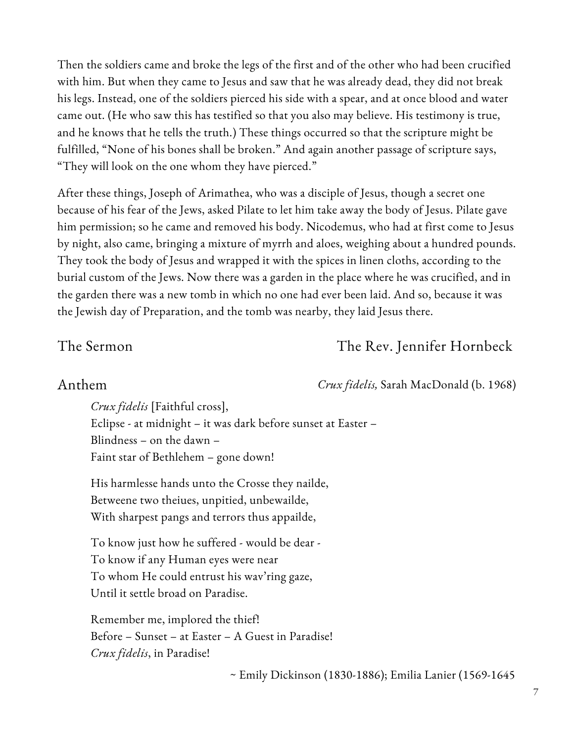Then the soldiers came and broke the legs of the first and of the other who had been crucified with him. But when they came to Jesus and saw that he was already dead, they did not break his legs. Instead, one of the soldiers pierced his side with a spear, and at once blood and water came out. (He who saw this has testified so that you also may believe. His testimony is true, and he knows that he tells the truth.) These things occurred so that the scripture might be fulfilled, "None of his bones shall be broken." And again another passage of scripture says, "They will look on the one whom they have pierced."

After these things, Joseph of Arimathea, who was a disciple of Jesus, though a secret one because of his fear of the Jews, asked Pilate to let him take away the body of Jesus. Pilate gave him permission; so he came and removed his body. Nicodemus, who had at first come to Jesus by night, also came, bringing a mixture of myrrh and aloes, weighing about a hundred pounds. They took the body of Jesus and wrapped it with the spices in linen cloths, according to the burial custom of the Jews. Now there was a garden in the place where he was crucified, and in the garden there was a new tomb in which no one had ever been laid. And so, because it was the Jewish day of Preparation, and the tomb was nearby, they laid Jesus there.

## The Sermon — The Rev. Jennifer Hornbeck

## Anthem — *Crux fidelis,* Sarah MacDonald (b. 1968)

*Crux fidelis* [Faithful cross],
Eclipse - at midnight – it was dark before sunset at Easter –
Blindness – on the dawn –
Faint star of Bethlehem – gone down!

His harmlesse hands unto the Crosse they nailde,
Betweene two theiues, unpitied, unbewailde,
With sharpest pangs and terrors thus appailde,

To know just how he suffered - would be dear -
To know if any Human eyes were near
To whom He could entrust his wav'ring gaze,
Until it settle broad on Paradise.

Remember me, implored the thief!
Before – Sunset – at Easter – A Guest in Paradise!
*Crux fidelis*, in Paradise!

~ Emily Dickinson (1830-1886); Emilia Lanier (1569-1645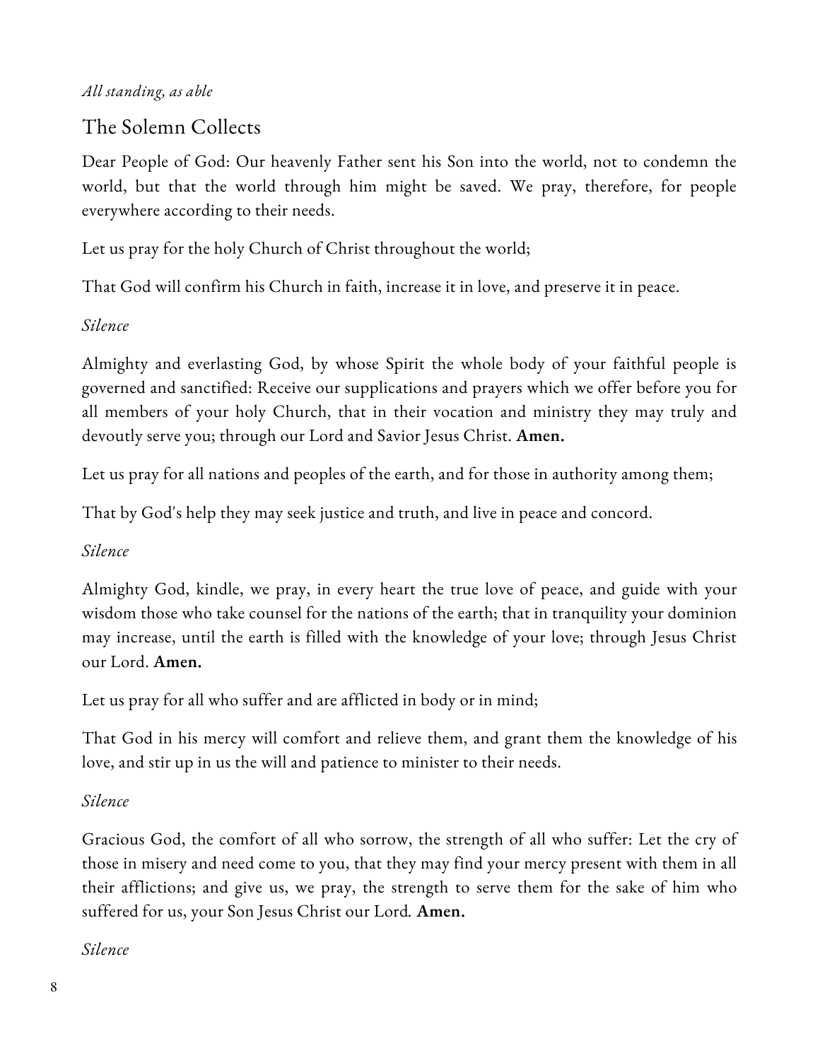*All standing, as able*

## The Solemn Collects

Dear People of God: Our heavenly Father sent his Son into the world, not to condemn the world, but that the world through him might be saved. We pray, therefore, for people everywhere according to their needs.

Let us pray for the holy Church of Christ throughout the world;

That God will confirm his Church in faith, increase it in love, and preserve it in peace.

*Silence*

Almighty and everlasting God, by whose Spirit the whole body of your faithful people is governed and sanctified: Receive our supplications and prayers which we offer before you for all members of your holy Church, that in their vocation and ministry they may truly and devoutly serve you; through our Lord and Savior Jesus Christ. **Amen.**

Let us pray for all nations and peoples of the earth, and for those in authority among them;

That by God's help they may seek justice and truth, and live in peace and concord.

*Silence*

Almighty God, kindle, we pray, in every heart the true love of peace, and guide with your wisdom those who take counsel for the nations of the earth; that in tranquility your dominion may increase, until the earth is filled with the knowledge of your love; through Jesus Christ our Lord. **Amen.**

Let us pray for all who suffer and are afflicted in body or in mind;

That God in his mercy will comfort and relieve them, and grant them the knowledge of his love, and stir up in us the will and patience to minister to their needs.

*Silence*

Gracious God, the comfort of all who sorrow, the strength of all who suffer: Let the cry of those in misery and need come to you, that they may find your mercy present with them in all their afflictions; and give us, we pray, the strength to serve them for the sake of him who suffered for us, your Son Jesus Christ our Lord. **Amen.**

*Silence*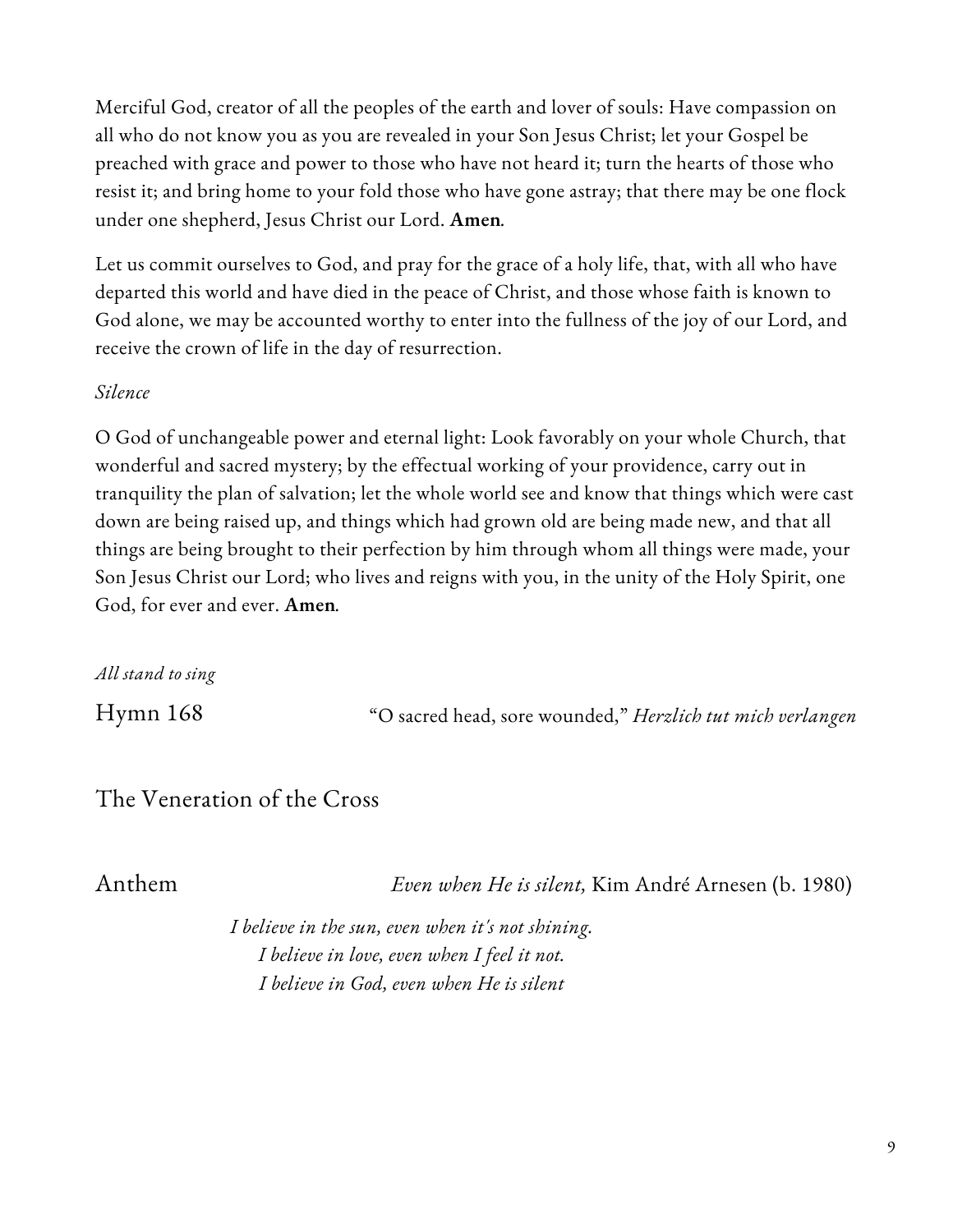Merciful God, creator of all the peoples of the earth and lover of souls: Have compassion on all who do not know you as you are revealed in your Son Jesus Christ; let your Gospel be preached with grace and power to those who have not heard it; turn the hearts of those who resist it; and bring home to your fold those who have gone astray; that there may be one flock under one shepherd, Jesus Christ our Lord. **Amen**.

Let us commit ourselves to God, and pray for the grace of a holy life, that, with all who have departed this world and have died in the peace of Christ, and those whose faith is known to God alone, we may be accounted worthy to enter into the fullness of the joy of our Lord, and receive the crown of life in the day of resurrection.

*Silence*

O God of unchangeable power and eternal light: Look favorably on your whole Church, that wonderful and sacred mystery; by the effectual working of your providence, carry out in tranquility the plan of salvation; let the whole world see and know that things which were cast down are being raised up, and things which had grown old are being made new, and that all things are being brought to their perfection by him through whom all things were made, your Son Jesus Christ our Lord; who lives and reigns with you, in the unity of the Holy Spirit, one God, for ever and ever. **Amen**.

*All stand to sing*

Hymn 168 — "O sacred head, sore wounded," *Herzlich tut mich verlangen*

## The Veneration of the Cross

Anthem — *Even when He is silent,* Kim André Arnesen (b. 1980)

*I believe in the sun, even when it's not shining.*
*I believe in love, even when I feel it not.*
*I believe in God, even when He is silent*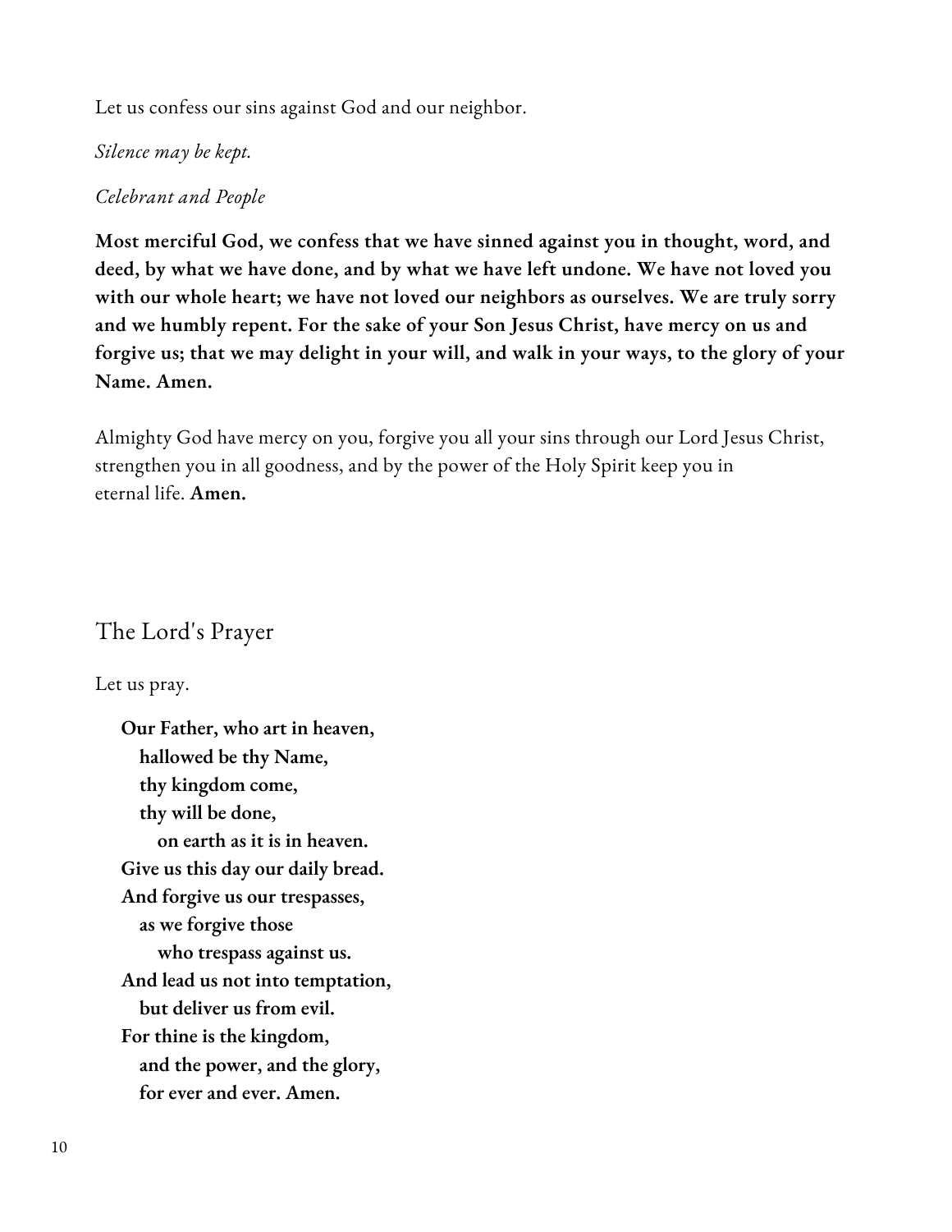Let us confess our sins against God and our neighbor.

*Silence may be kept.*

*Celebrant and People*

**Most merciful God, we confess that we have sinned against you in thought, word, and deed, by what we have done, and by what we have left undone. We have not loved you with our whole heart; we have not loved our neighbors as ourselves. We are truly sorry and we humbly repent. For the sake of your Son Jesus Christ, have mercy on us and forgive us; that we may delight in your will, and walk in your ways, to the glory of your Name. Amen.**

Almighty God have mercy on you, forgive you all your sins through our Lord Jesus Christ, strengthen you in all goodness, and by the power of the Holy Spirit keep you in eternal life. **Amen.**

## The Lord's Prayer

Let us pray.

**Our Father, who art in heaven,**
**hallowed be thy Name,**
**thy kingdom come,**
**thy will be done,**
**on earth as it is in heaven.**
**Give us this day our daily bread.**
**And forgive us our trespasses,**
**as we forgive those**
**who trespass against us.**
**And lead us not into temptation,**
**but deliver us from evil.**
**For thine is the kingdom,**
**and the power, and the glory,**
**for ever and ever. Amen.**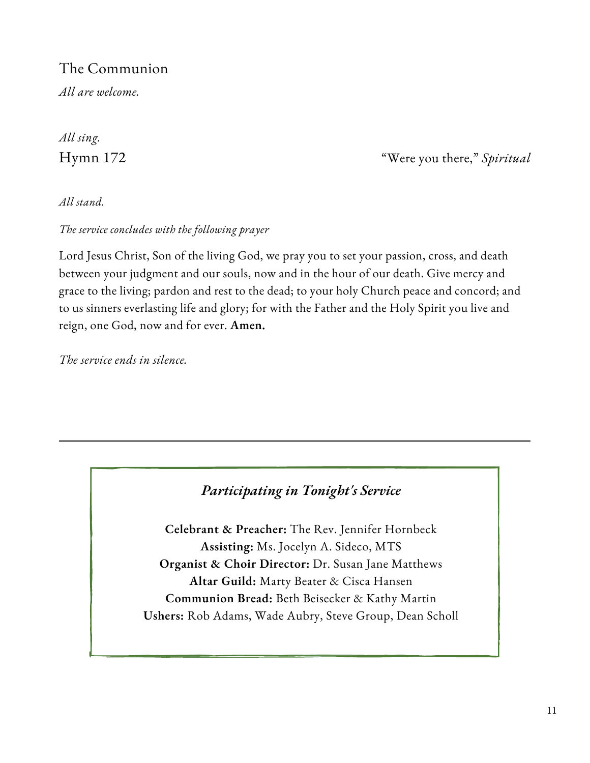## The Communion

*All are welcome.*

*All sing.*

Hymn 172 — “Were you there,” *Spiritual*

*All stand.*

*The service concludes with the following prayer*

Lord Jesus Christ, Son of the living God, we pray you to set your passion, cross, and death between your judgment and our souls, now and in the hour of our death. Give mercy and grace to the living; pardon and rest to the dead; to your holy Church peace and concord; and to us sinners everlasting life and glory; for with the Father and the Holy Spirit you live and reign, one God, now and for ever. **Amen.**

*The service ends in silence.*

---

### *Participating in Tonight's Service*

**Celebrant & Preacher:** The Rev. Jennifer Hornbeck
**Assisting:** Ms. Jocelyn A. Sideco, MTS
**Organist & Choir Director:** Dr. Susan Jane Matthews
**Altar Guild:** Marty Beater & Cisca Hansen
**Communion Bread:** Beth Beisecker & Kathy Martin
**Ushers:** Rob Adams, Wade Aubry, Steve Group, Dean Scholl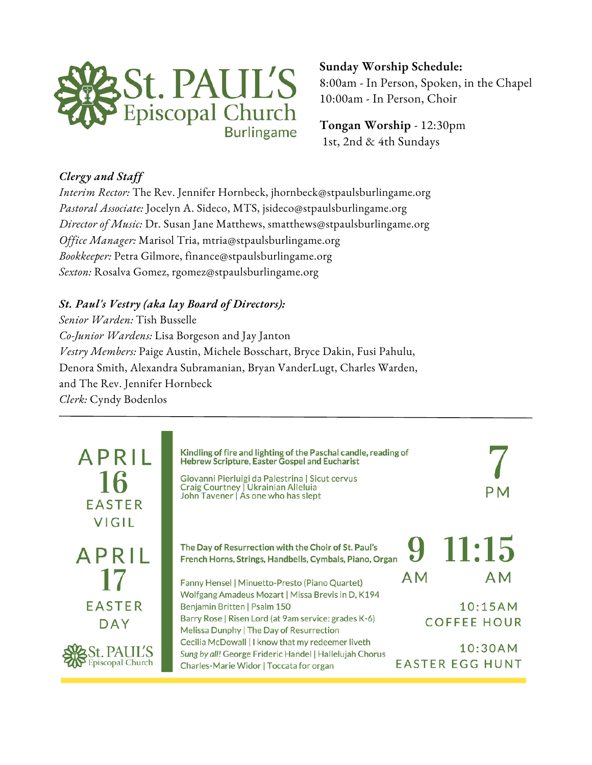# St. PAUL'S Episcopal Church Burlingame

**Sunday Worship Schedule:**
8:00am - In Person, Spoken, in the Chapel
10:00am - In Person, Choir

**Tongan Worship** - 12:30pm
1st, 2nd & 4th Sundays

***Clergy and Staff***
*Interim Rector:* The Rev. Jennifer Hornbeck, jhornbeck@stpaulsburlingame.org
*Pastoral Associate:* Jocelyn A. Sideco, MTS, jsideco@stpaulsburlingame.org
*Director of Music:* Dr. Susan Jane Matthews, smatthews@stpaulsburlingame.org
*Office Manager:* Marisol Tria, mtria@stpaulsburlingame.org
*Bookkeeper:* Petra Gilmore, finance@stpaulsburlingame.org
*Sexton:* Rosalva Gomez, rgomez@stpaulsburlingame.org

***St. Paul's Vestry (aka lay Board of Directors):***
*Senior Warden:* Tish Busselle
*Co-Junior Wardens:* Lisa Borgeson and Jay Janton
*Vestry Members:* Paige Austin, Michele Bosschart, Bryce Dakin, Fusi Pahulu, Denora Smith, Alexandra Subramanian, Bryan VanderLugt, Charles Warden, and The Rev. Jennifer Hornbeck
*Clerk:* Cyndy Bodenlos

---

## APRIL 16 EASTER VIGIL — 7 PM

**Kindling of fire and lighting of the Paschal candle, reading of Hebrew Scripture, Easter Gospel and Eucharist**

Giovanni Pierluigi da Palestrina | Sicut cervus
Craig Courtney | Ukrainian Alleluia
John Tavener | As one who has slept

## APRIL 17 EASTER DAY — 9 AM, 11:15 AM

**The Day of Resurrection with the Choir of St. Paul's**
**French Horns, Strings, Handbells, Cymbals, Piano, Organ**

Fanny Hensel | Minuetto-Presto (Piano Quartet)
Wolfgang Amadeus Mozart | Missa Brevis in D, K194
Benjamin Britten | Psalm 150
Barry Rose | Risen Lord (at 9am service: grades K-6)
Melissa Dunphy | The Day of Resurrection
Cecilia McDowall | I know that my redeemer liveth
*Sung by all!* George Frideric Handel | Hallelujah Chorus
Charles-Marie Widor | Toccata for organ

10:15AM COFFEE HOUR

10:30AM EASTER EGG HUNT

St. PAUL'S Episcopal Church